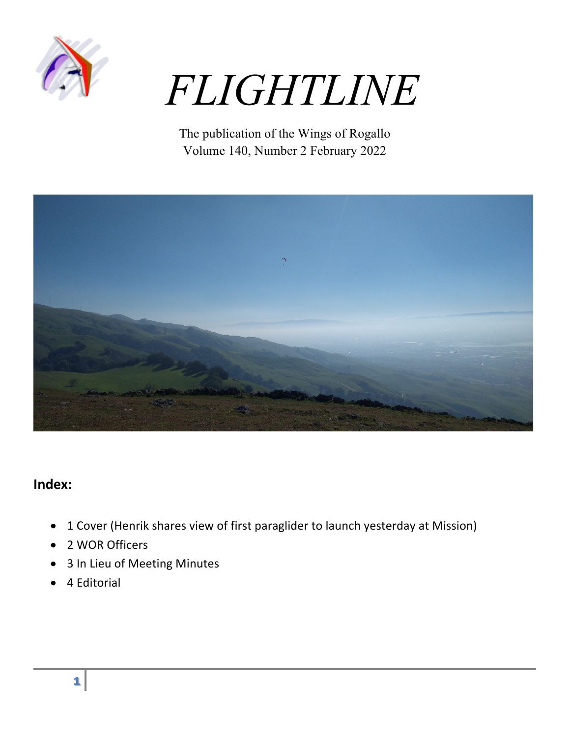# FLIGHTLINE

The publication of the Wings of Rogallo
Volume 140, Number 2 February 2022

## Index:

- 1 Cover (Henrik shares view of first paraglider to launch yesterday at Mission)
- 2 WOR Officers
- 3 In Lieu of Meeting Minutes
- 4 Editorial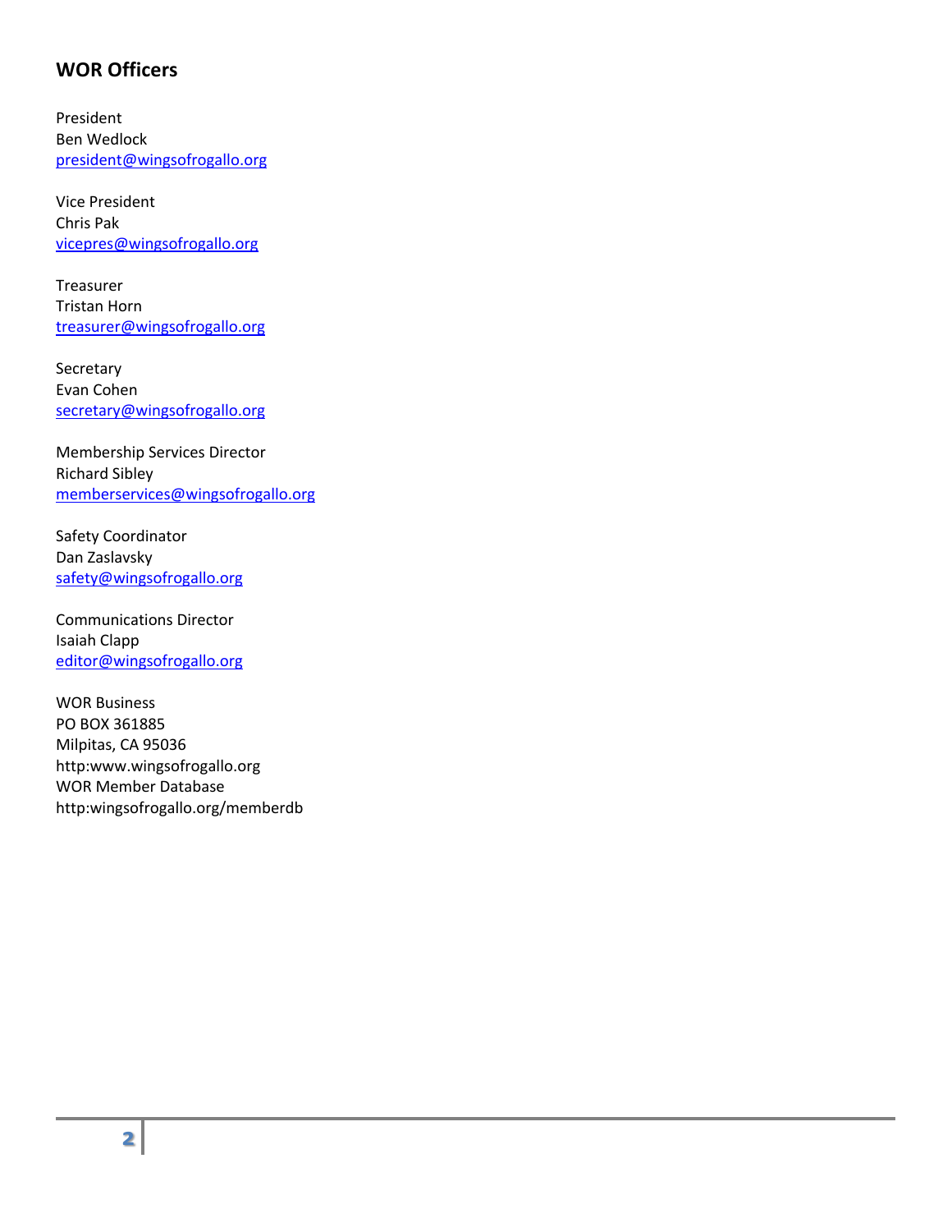## WOR Officers

President
Ben Wedlock
president@wingsofrogallo.org

Vice President
Chris Pak
vicepres@wingsofrogallo.org

Treasurer
Tristan Horn
treasurer@wingsofrogallo.org

Secretary
Evan Cohen
secretary@wingsofrogallo.org

Membership Services Director
Richard Sibley
memberservices@wingsofrogallo.org

Safety Coordinator
Dan Zaslavsky
safety@wingsofrogallo.org

Communications Director
Isaiah Clapp
editor@wingsofrogallo.org

WOR Business
PO BOX 361885
Milpitas, CA 95036
http:www.wingsofrogallo.org
WOR Member Database
http:wingsofrogallo.org/memberdb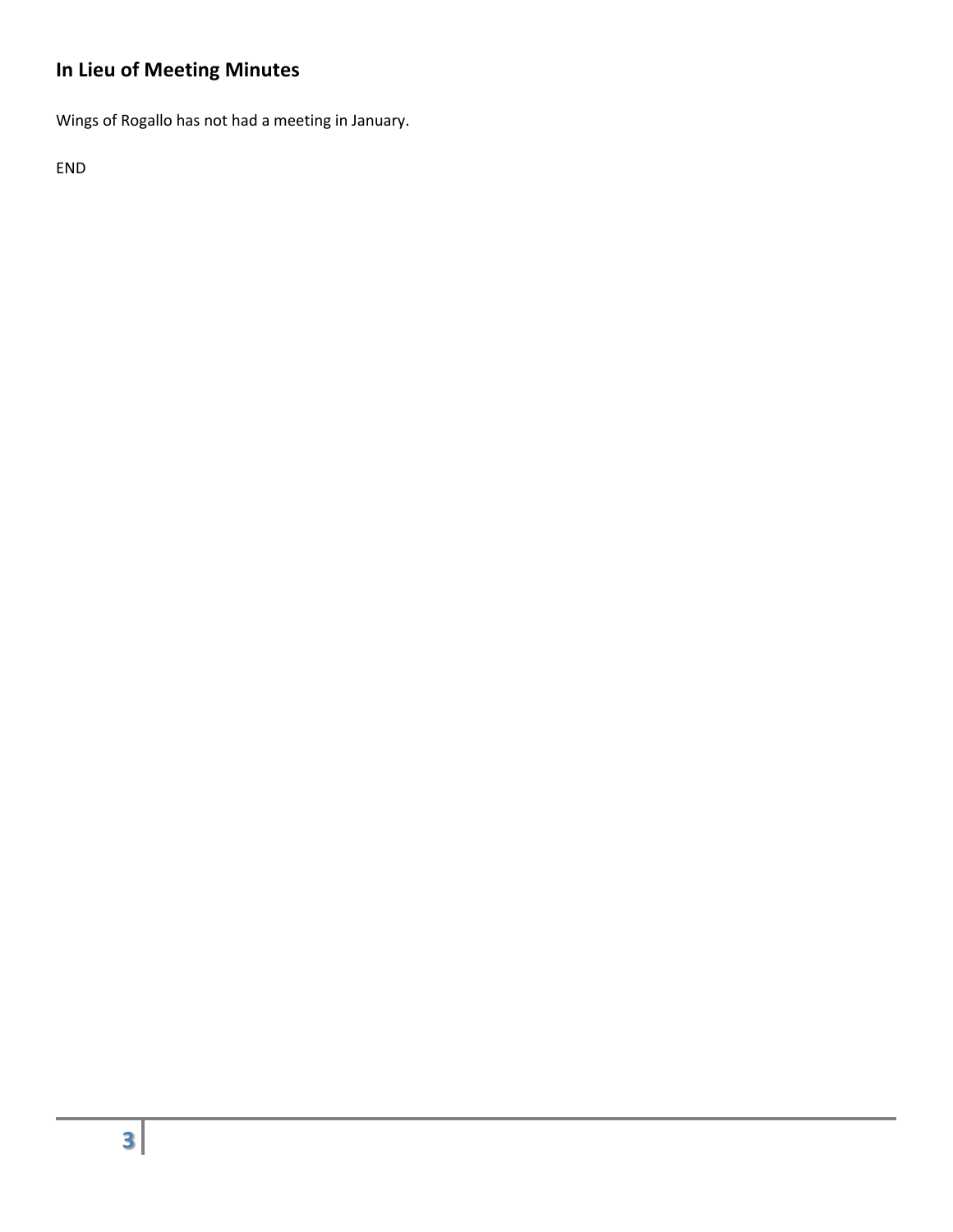## In Lieu of Meeting Minutes

Wings of Rogallo has not had a meeting in January.

END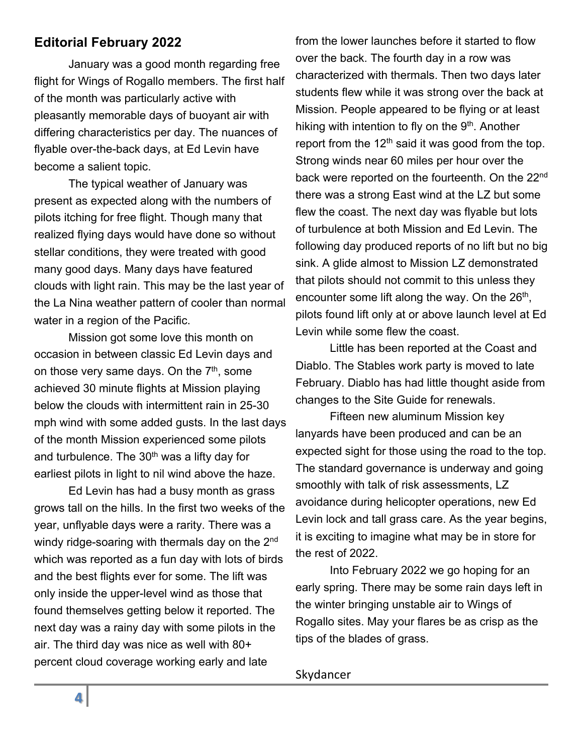## Editorial February 2022

January was a good month regarding free flight for Wings of Rogallo members. The first half of the month was particularly active with pleasantly memorable days of buoyant air with differing characteristics per day. The nuances of flyable over-the-back days, at Ed Levin have become a salient topic.

The typical weather of January was present as expected along with the numbers of pilots itching for free flight. Though many that realized flying days would have done so without stellar conditions, they were treated with good many good days. Many days have featured clouds with light rain. This may be the last year of the La Nina weather pattern of cooler than normal water in a region of the Pacific.

Mission got some love this month on occasion in between classic Ed Levin days and on those very same days. On the 7th, some achieved 30 minute flights at Mission playing below the clouds with intermittent rain in 25-30 mph wind with some added gusts. In the last days of the month Mission experienced some pilots and turbulence. The 30th was a lifty day for earliest pilots in light to nil wind above the haze.

Ed Levin has had a busy month as grass grows tall on the hills. In the first two weeks of the year, unflyable days were a rarity. There was a windy ridge-soaring with thermals day on the 2nd which was reported as a fun day with lots of birds and the best flights ever for some. The lift was only inside the upper-level wind as those that found themselves getting below it reported. The next day was a rainy day with some pilots in the air. The third day was nice as well with 80+ percent cloud coverage working early and late from the lower launches before it started to flow over the back. The fourth day in a row was characterized with thermals. Then two days later students flew while it was strong over the back at Mission. People appeared to be flying or at least hiking with intention to fly on the 9th. Another report from the 12th said it was good from the top. Strong winds near 60 miles per hour over the back were reported on the fourteenth. On the 22nd there was a strong East wind at the LZ but some flew the coast. The next day was flyable but lots of turbulence at both Mission and Ed Levin. The following day produced reports of no lift but no big sink. A glide almost to Mission LZ demonstrated that pilots should not commit to this unless they encounter some lift along the way. On the 26th, pilots found lift only at or above launch level at Ed Levin while some flew the coast.

Little has been reported at the Coast and Diablo. The Stables work party is moved to late February. Diablo has had little thought aside from changes to the Site Guide for renewals.

Fifteen new aluminum Mission key lanyards have been produced and can be an expected sight for those using the road to the top. The standard governance is underway and going smoothly with talk of risk assessments, LZ avoidance during helicopter operations, new Ed Levin lock and tall grass care. As the year begins, it is exciting to imagine what may be in store for the rest of 2022.

Into February 2022 we go hoping for an early spring. There may be some rain days left in the winter bringing unstable air to Wings of Rogallo sites. May your flares be as crisp as the tips of the blades of grass.

Skydancer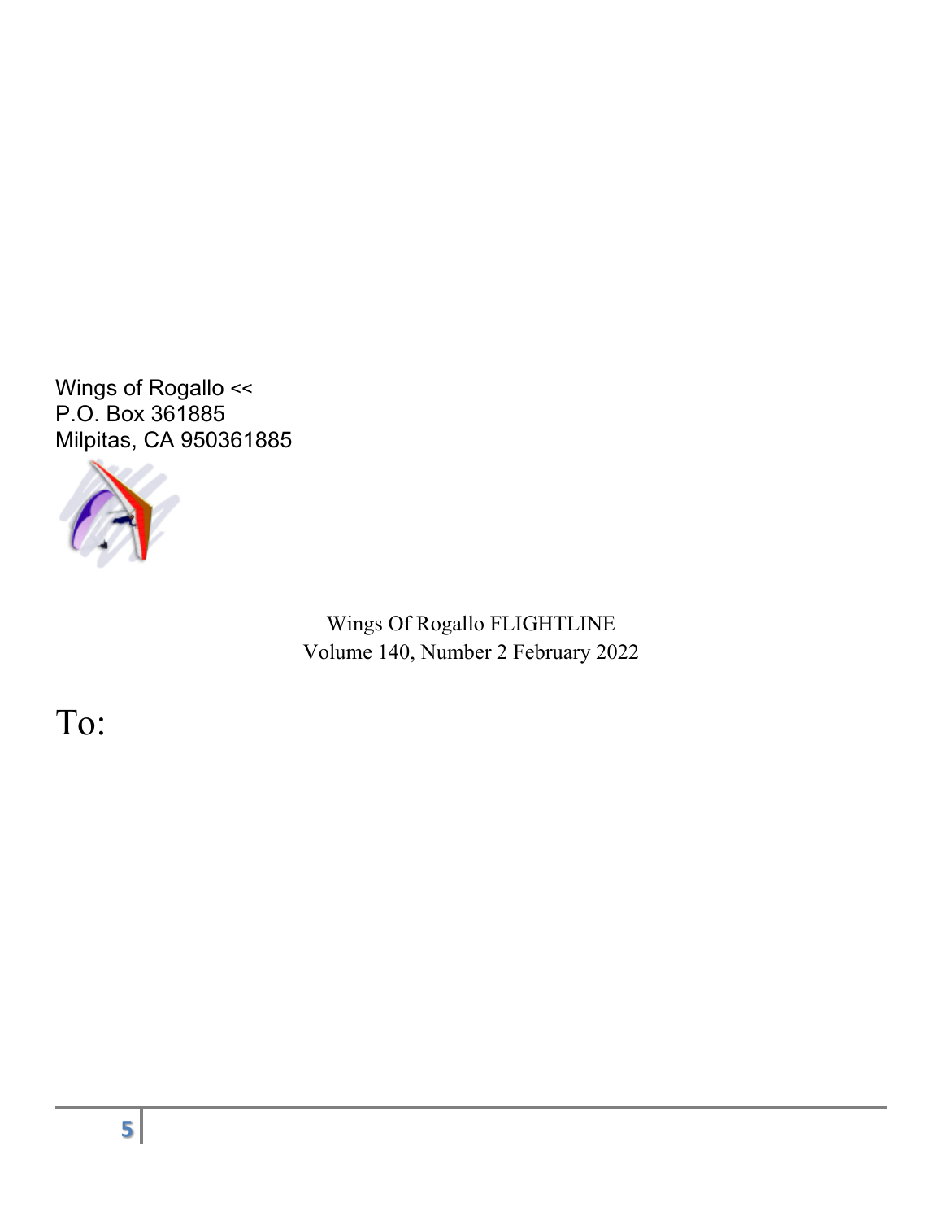Wings of Rogallo <<
P.O. Box 361885
Milpitas, CA 950361885

Wings Of Rogallo FLIGHTLINE
Volume 140, Number 2 February 2022

To: